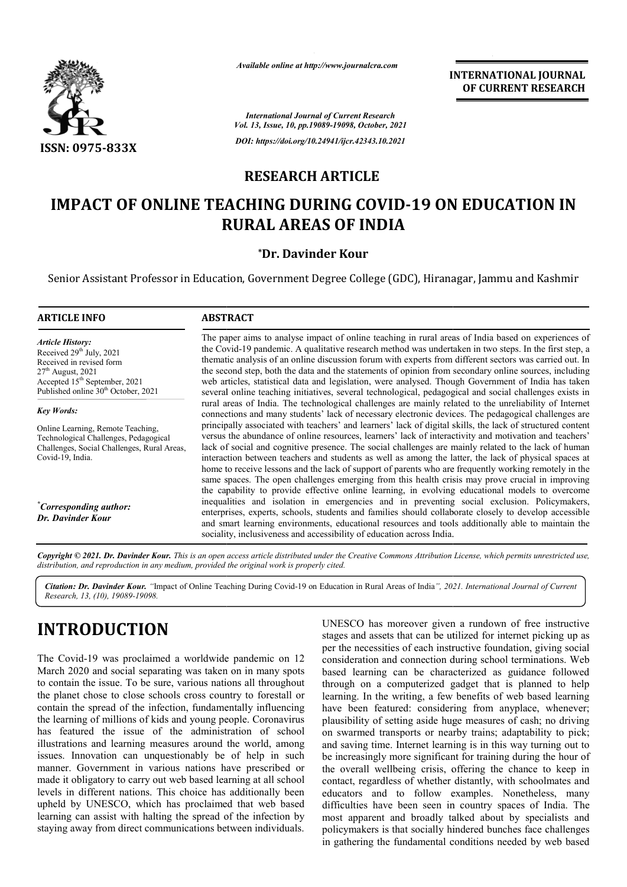*Available online at http://www.journalcra.com*

**INTERNATIONAL JOURNAL OF CURRENT RESEARCH**

*International Journal of Current Research*
*Vol. 13, Issue, 10, pp.19089-19098, October, 2021*

*DOI: https://doi.org/10.24941/ijcr.42343.10.2021*

ISSN: 0975-833X

**RESEARCH ARTICLE**

# IMPACT OF ONLINE TEACHING DURING COVID-19 ON EDUCATION IN RURAL AREAS OF INDIA

**\*Dr. Davinder Kour**

Senior Assistant Professor in Education, Government Degree College (GDC), Hiranagar, Jammu and Kashmir

**ARTICLE INFO**

*Article History:*
Received 29th July, 2021
Received in revised form
27th August, 2021
Accepted 15th September, 2021
Published online 30th October, 2021

*Key Words:*
Online Learning, Remote Teaching, Technological Challenges, Pedagogical Challenges, Social Challenges, Rural Areas, Covid-19, India.

*\*Corresponding author:*
*Dr. Davinder Kour*

**ABSTRACT**

The paper aims to analyse impact of online teaching in rural areas of India based on experiences of the Covid-19 pandemic. A qualitative research method was undertaken in two steps. In the first step, a thematic analysis of an online discussion forum with experts from different sectors was carried out. In the second step, both the data and the statements of opinion from secondary online sources, including web articles, statistical data and legislation, were analysed. Though Government of India has taken several online teaching initiatives, several technological, pedagogical and social challenges exists in rural areas of India. The technological challenges are mainly related to the unreliability of Internet connections and many students' lack of necessary electronic devices. The pedagogical challenges are principally associated with teachers' and learners' lack of digital skills, the lack of structured content versus the abundance of online resources, learners' lack of interactivity and motivation and teachers' lack of social and cognitive presence. The social challenges are mainly related to the lack of human interaction between teachers and students as well as among the latter, the lack of physical spaces at home to receive lessons and the lack of support of parents who are frequently working remotely in the same spaces. The open challenges emerging from this health crisis may prove crucial in improving the capability to provide effective online learning, in evolving educational models to overcome inequalities and isolation in emergencies and in preventing social exclusion. Policymakers, enterprises, experts, schools, students and families should collaborate closely to develop accessible and smart learning environments, educational resources and tools additionally able to maintain the sociality, inclusiveness and accessibility of education across India.

*Copyright © 2021. Dr. Davinder Kour. This is an open access article distributed under the Creative Commons Attribution License, which permits unrestricted use, distribution, and reproduction in any medium, provided the original work is properly cited.*

***Citation: Dr. Davinder Kour.** "Impact of Online Teaching During Covid-19 on Education in Rural Areas of India", 2021. International Journal of Current Research, 13, (10), 19089-19098.*

## INTRODUCTION

The Covid-19 was proclaimed a worldwide pandemic on 12 March 2020 and social separating was taken on in many spots to contain the issue. To be sure, various nations all throughout the planet chose to close schools cross country to forestall or contain the spread of the infection, fundamentally influencing the learning of millions of kids and young people. Coronavirus has featured the issue of the administration of school illustrations and learning measures around the world, among issues. Innovation can unquestionably be of help in such manner. Government in various nations have prescribed or made it obligatory to carry out web based learning at all school levels in different nations. This choice has additionally been upheld by UNESCO, which has proclaimed that web based learning can assist with halting the spread of the infection by staying away from direct communications between individuals. UNESCO has moreover given a rundown of free instructive stages and assets that can be utilized for internet picking up as per the necessities of each instructive foundation, giving social consideration and connection during school terminations. Web based learning can be characterized as guidance followed through on a computerized gadget that is planned to help learning. In the writing, a few benefits of web based learning have been featured: considering from anyplace, whenever; plausibility of setting aside huge measures of cash; no driving on swarmed transports or nearby trains; adaptability to pick; and saving time. Internet learning is in this way turning out to be increasingly more significant for training during the hour of the overall wellbeing crisis, offering the chance to keep in contact, regardless of whether distantly, with schoolmates and educators and to follow examples. Nonetheless, many difficulties have been seen in country spaces of India. The most apparent and broadly talked about by specialists and policymakers is that socially hindered bunches face challenges in gathering the fundamental conditions needed by web based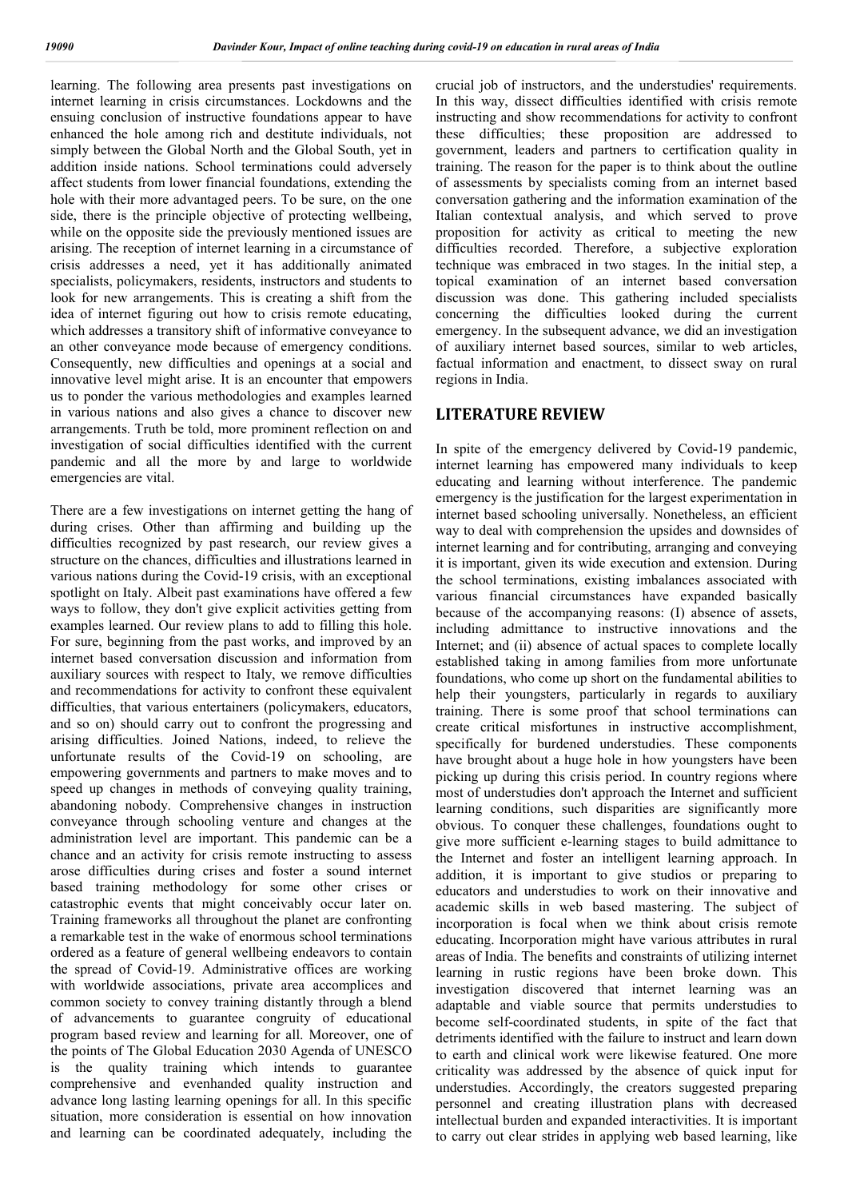learning. The following area presents past investigations on internet learning in crisis circumstances. Lockdowns and the ensuing conclusion of instructive foundations appear to have enhanced the hole among rich and destitute individuals, not simply between the Global North and the Global South, yet in addition inside nations. School terminations could adversely affect students from lower financial foundations, extending the hole with their more advantaged peers. To be sure, on the one side, there is the principle objective of protecting wellbeing, while on the opposite side the previously mentioned issues are arising. The reception of internet learning in a circumstance of crisis addresses a need, yet it has additionally animated specialists, policymakers, residents, instructors and students to look for new arrangements. This is creating a shift from the idea of internet figuring out how to crisis remote educating, which addresses a transitory shift of informative conveyance to an other conveyance mode because of emergency conditions. Consequently, new difficulties and openings at a social and innovative level might arise. It is an encounter that empowers us to ponder the various methodologies and examples learned in various nations and also gives a chance to discover new arrangements. Truth be told, more prominent reflection on and investigation of social difficulties identified with the current pandemic and all the more by and large to worldwide emergencies are vital.

There are a few investigations on internet getting the hang of during crises. Other than affirming and building up the difficulties recognized by past research, our review gives a structure on the chances, difficulties and illustrations learned in various nations during the Covid-19 crisis, with an exceptional spotlight on Italy. Albeit past examinations have offered a few ways to follow, they don't give explicit activities getting from examples learned. Our review plans to add to filling this hole. For sure, beginning from the past works, and improved by an internet based conversation discussion and information from auxiliary sources with respect to Italy, we remove difficulties and recommendations for activity to confront these equivalent difficulties, that various entertainers (policymakers, educators, and so on) should carry out to confront the progressing and arising difficulties. Joined Nations, indeed, to relieve the unfortunate results of the Covid-19 on schooling, are empowering governments and partners to make moves and to speed up changes in methods of conveying quality training, abandoning nobody. Comprehensive changes in instruction conveyance through schooling venture and changes at the administration level are important. This pandemic can be a chance and an activity for crisis remote instructing to assess arose difficulties during crises and foster a sound internet based training methodology for some other crises or catastrophic events that might conceivably occur later on. Training frameworks all throughout the planet are confronting a remarkable test in the wake of enormous school terminations ordered as a feature of general wellbeing endeavors to contain the spread of Covid-19. Administrative offices are working with worldwide associations, private area accomplices and common society to convey training distantly through a blend of advancements to guarantee congruity of educational program based review and learning for all. Moreover, one of the points of The Global Education 2030 Agenda of UNESCO is the quality training which intends to guarantee comprehensive and evenhanded quality instruction and advance long lasting learning openings for all. In this specific situation, more consideration is essential on how innovation and learning can be coordinated adequately, including the crucial job of instructors, and the understudies' requirements. In this way, dissect difficulties identified with crisis remote instructing and show recommendations for activity to confront these difficulties; these proposition are addressed to government, leaders and partners to certification quality in training. The reason for the paper is to think about the outline of assessments by specialists coming from an internet based conversation gathering and the information examination of the Italian contextual analysis, and which served to prove proposition for activity as critical to meeting the new difficulties recorded. Therefore, a subjective exploration technique was embraced in two stages. In the initial step, a topical examination of an internet based conversation discussion was done. This gathering included specialists concerning the difficulties looked during the current emergency. In the subsequent advance, we did an investigation of auxiliary internet based sources, similar to web articles, factual information and enactment, to dissect sway on rural regions in India.

## LITERATURE REVIEW

In spite of the emergency delivered by Covid-19 pandemic, internet learning has empowered many individuals to keep educating and learning without interference. The pandemic emergency is the justification for the largest experimentation in internet based schooling universally. Nonetheless, an efficient way to deal with comprehension the upsides and downsides of internet learning and for contributing, arranging and conveying it is important, given its wide execution and extension. During the school terminations, existing imbalances associated with various financial circumstances have expanded basically because of the accompanying reasons: (I) absence of assets, including admittance to instructive innovations and the Internet; and (ii) absence of actual spaces to complete locally established taking in among families from more unfortunate foundations, who come up short on the fundamental abilities to help their youngsters, particularly in regards to auxiliary training. There is some proof that school terminations can create critical misfortunes in instructive accomplishment, specifically for burdened understudies. These components have brought about a huge hole in how youngsters have been picking up during this crisis period. In country regions where most of understudies don't approach the Internet and sufficient learning conditions, such disparities are significantly more obvious. To conquer these challenges, foundations ought to give more sufficient e-learning stages to build admittance to the Internet and foster an intelligent learning approach. In addition, it is important to give studios or preparing to educators and understudies to work on their innovative and academic skills in web based mastering. The subject of incorporation is focal when we think about crisis remote educating. Incorporation might have various attributes in rural areas of India. The benefits and constraints of utilizing internet learning in rustic regions have been broke down. This investigation discovered that internet learning was an adaptable and viable source that permits understudies to become self-coordinated students, in spite of the fact that detriments identified with the failure to instruct and learn down to earth and clinical work were likewise featured. One more criticality was addressed by the absence of quick input for understudies. Accordingly, the creators suggested preparing personnel and creating illustration plans with decreased intellectual burden and expanded interactivities. It is important to carry out clear strides in applying web based learning, like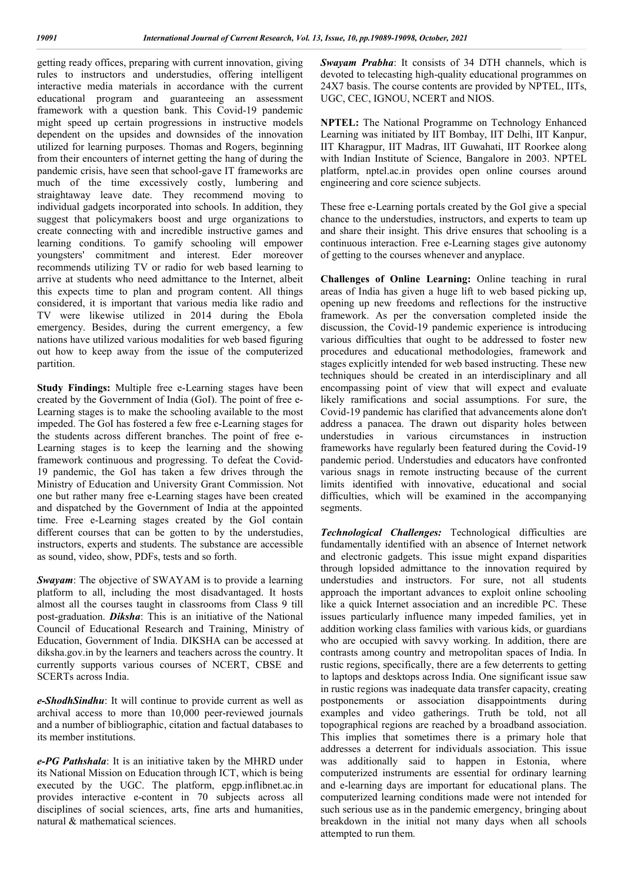getting ready offices, preparing with current innovation, giving rules to instructors and understudies, offering intelligent interactive media materials in accordance with the current educational program and guaranteeing an assessment framework with a question bank. This Covid-19 pandemic might speed up certain progressions in instructive models dependent on the upsides and downsides of the innovation utilized for learning purposes. Thomas and Rogers, beginning from their encounters of internet getting the hang of during the pandemic crisis, have seen that school-gave IT frameworks are much of the time excessively costly, lumbering and straightaway leave date. They recommend moving to individual gadgets incorporated into schools. In addition, they suggest that policymakers boost and urge organizations to create connecting with and incredible instructive games and learning conditions. To gamify schooling will empower youngsters' commitment and interest. Eder moreover recommends utilizing TV or radio for web based learning to arrive at students who need admittance to the Internet, albeit this expects time to plan and program content. All things considered, it is important that various media like radio and TV were likewise utilized in 2014 during the Ebola emergency. Besides, during the current emergency, a few nations have utilized various modalities for web based figuring out how to keep away from the issue of the computerized partition.

**Study Findings:** Multiple free e-Learning stages have been created by the Government of India (GoI). The point of free e-Learning stages is to make the schooling available to the most impeded. The GoI has fostered a few free e-Learning stages for the students across different branches. The point of free e-Learning stages is to keep the learning and the showing framework continuous and progressing. To defeat the Covid-19 pandemic, the GoI has taken a few drives through the Ministry of Education and University Grant Commission. Not one but rather many free e-Learning stages have been created and dispatched by the Government of India at the appointed time. Free e-Learning stages created by the GoI contain different courses that can be gotten to by the understudies, instructors, experts and students. The substance are accessible as sound, video, show, PDFs, tests and so forth.

***Swayam***: The objective of SWAYAM is to provide a learning platform to all, including the most disadvantaged. It hosts almost all the courses taught in classrooms from Class 9 till post-graduation. ***Diksha***: This is an initiative of the National Council of Educational Research and Training, Ministry of Education, Government of India. DIKSHA can be accessed at diksha.gov.in by the learners and teachers across the country. It currently supports various courses of NCERT, CBSE and SCERTs across India.

***e-ShodhSindhu***: It will continue to provide current as well as archival access to more than 10,000 peer-reviewed journals and a number of bibliographic, citation and factual databases to its member institutions.

***e-PG Pathshala***: It is an initiative taken by the MHRD under its National Mission on Education through ICT, which is being executed by the UGC. The platform, epgp.inflibnet.ac.in provides interactive e-content in 70 subjects across all disciplines of social sciences, arts, fine arts and humanities, natural & mathematical sciences.

***Swayam Prabha***: It consists of 34 DTH channels, which is devoted to telecasting high-quality educational programmes on 24X7 basis. The course contents are provided by NPTEL, IITs, UGC, CEC, IGNOU, NCERT and NIOS.

**NPTEL:** The National Programme on Technology Enhanced Learning was initiated by IIT Bombay, IIT Delhi, IIT Kanpur, IIT Kharagpur, IIT Madras, IIT Guwahati, IIT Roorkee along with Indian Institute of Science, Bangalore in 2003. NPTEL platform, nptel.ac.in provides open online courses around engineering and core science subjects.

These free e-Learning portals created by the GoI give a special chance to the understudies, instructors, and experts to team up and share their insight. This drive ensures that schooling is a continuous interaction. Free e-Learning stages give autonomy of getting to the courses whenever and anyplace.

**Challenges of Online Learning:** Online teaching in rural areas of India has given a huge lift to web based picking up, opening up new freedoms and reflections for the instructive framework. As per the conversation completed inside the discussion, the Covid-19 pandemic experience is introducing various difficulties that ought to be addressed to foster new procedures and educational methodologies, framework and stages explicitly intended for web based instructing. These new techniques should be created in an interdisciplinary and all encompassing point of view that will expect and evaluate likely ramifications and social assumptions. For sure, the Covid-19 pandemic has clarified that advancements alone don't address a panacea. The drawn out disparity holes between understudies in various circumstances in instruction frameworks have regularly been featured during the Covid-19 pandemic period. Understudies and educators have confronted various snags in remote instructing because of the current limits identified with innovative, educational and social difficulties, which will be examined in the accompanying segments.

***Technological Challenges:*** Technological difficulties are fundamentally identified with an absence of Internet network and electronic gadgets. This issue might expand disparities through lopsided admittance to the innovation required by understudies and instructors. For sure, not all students approach the important advances to exploit online schooling like a quick Internet association and an incredible PC. These issues particularly influence many impeded families, yet in addition working class families with various kids, or guardians who are occupied with savvy working. In addition, there are contrasts among country and metropolitan spaces of India. In rustic regions, specifically, there are a few deterrents to getting to laptops and desktops across India. One significant issue saw in rustic regions was inadequate data transfer capacity, creating postponements or association disappointments during examples and video gatherings. Truth be told, not all topographical regions are reached by a broadband association. This implies that sometimes there is a primary hole that addresses a deterrent for individuals association. This issue was additionally said to happen in Estonia, where computerized instruments are essential for ordinary learning and e-learning days are important for educational plans. The computerized learning conditions made were not intended for such serious use as in the pandemic emergency, bringing about breakdown in the initial not many days when all schools attempted to run them.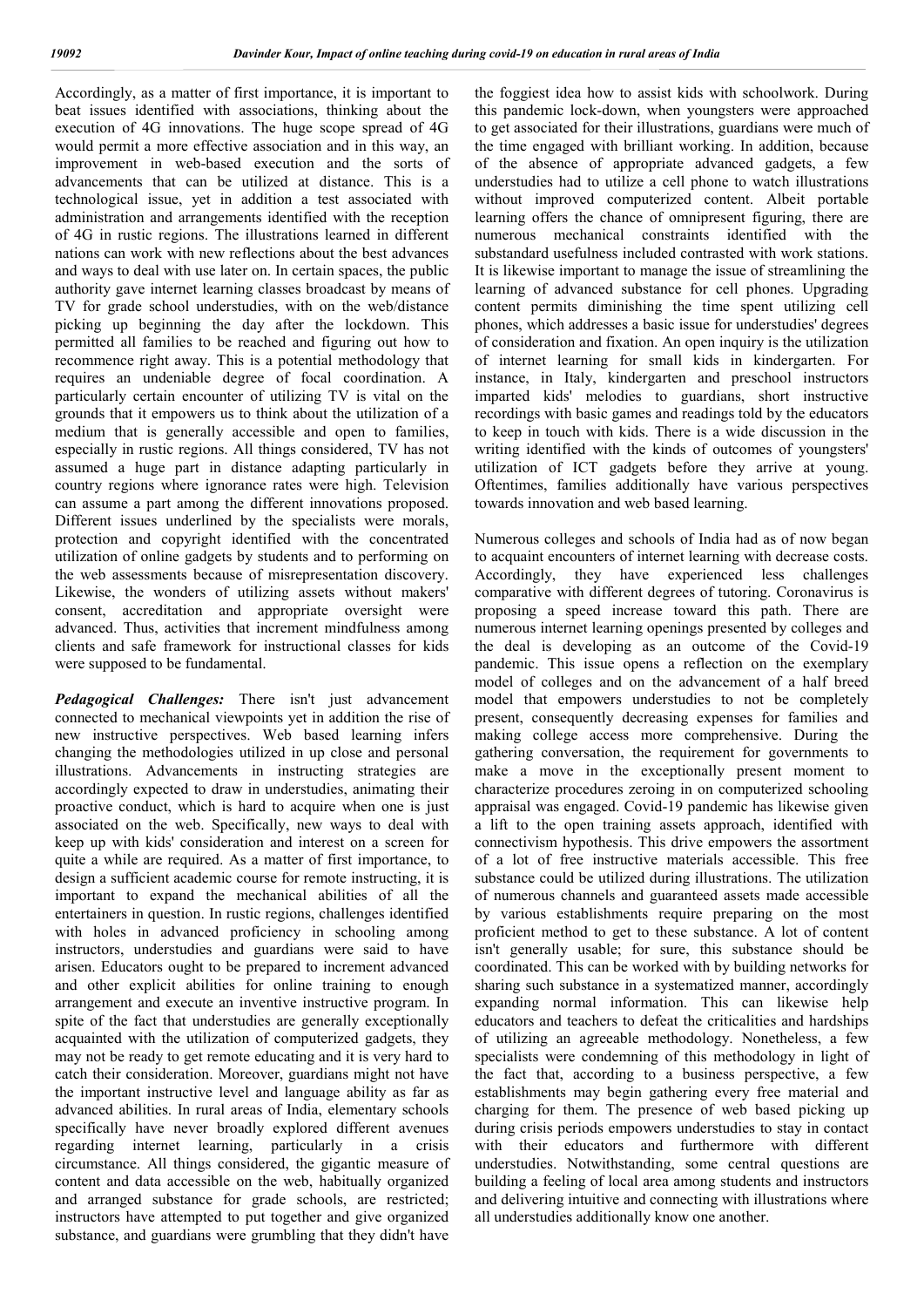Accordingly, as a matter of first importance, it is important to beat issues identified with associations, thinking about the execution of 4G innovations. The huge scope spread of 4G would permit a more effective association and in this way, an improvement in web-based execution and the sorts of advancements that can be utilized at distance. This is a technological issue, yet in addition a test associated with administration and arrangements identified with the reception of 4G in rustic regions. The illustrations learned in different nations can work with new reflections about the best advances and ways to deal with use later on. In certain spaces, the public authority gave internet learning classes broadcast by means of TV for grade school understudies, with on the web/distance picking up beginning the day after the lockdown. This permitted all families to be reached and figuring out how to recommence right away. This is a potential methodology that requires an undeniable degree of focal coordination. A particularly certain encounter of utilizing TV is vital on the grounds that it empowers us to think about the utilization of a medium that is generally accessible and open to families, especially in rustic regions. All things considered, TV has not assumed a huge part in distance adapting particularly in country regions where ignorance rates were high. Television can assume a part among the different innovations proposed. Different issues underlined by the specialists were morals, protection and copyright identified with the concentrated utilization of online gadgets by students and to performing on the web assessments because of misrepresentation discovery. Likewise, the wonders of utilizing assets without makers' consent, accreditation and appropriate oversight were advanced. Thus, activities that increment mindfulness among clients and safe framework for instructional classes for kids were supposed to be fundamental.

***Pedagogical Challenges:*** There isn't just advancement connected to mechanical viewpoints yet in addition the rise of new instructive perspectives. Web based learning infers changing the methodologies utilized in up close and personal illustrations. Advancements in instructing strategies are accordingly expected to draw in understudies, animating their proactive conduct, which is hard to acquire when one is just associated on the web. Specifically, new ways to deal with keep up with kids' consideration and interest on a screen for quite a while are required. As a matter of first importance, to design a sufficient academic course for remote instructing, it is important to expand the mechanical abilities of all the entertainers in question. In rustic regions, challenges identified with holes in advanced proficiency in schooling among instructors, understudies and guardians were said to have arisen. Educators ought to be prepared to increment advanced and other explicit abilities for online training to enough arrangement and execute an inventive instructive program. In spite of the fact that understudies are generally exceptionally acquainted with the utilization of computerized gadgets, they may not be ready to get remote educating and it is very hard to catch their consideration. Moreover, guardians might not have the important instructive level and language ability as far as advanced abilities. In rural areas of India, elementary schools specifically have never broadly explored different avenues regarding internet learning, particularly in a crisis circumstance. All things considered, the gigantic measure of content and data accessible on the web, habitually organized and arranged substance for grade schools, are restricted; instructors have attempted to put together and give organized substance, and guardians were grumbling that they didn't have the foggiest idea how to assist kids with schoolwork. During this pandemic lock-down, when youngsters were approached to get associated for their illustrations, guardians were much of the time engaged with brilliant working. In addition, because of the absence of appropriate advanced gadgets, a few understudies had to utilize a cell phone to watch illustrations without improved computerized content. Albeit portable learning offers the chance of omnipresent figuring, there are numerous mechanical constraints identified with the substandard usefulness included contrasted with work stations. It is likewise important to manage the issue of streamlining the learning of advanced substance for cell phones. Upgrading content permits diminishing the time spent utilizing cell phones, which addresses a basic issue for understudies' degrees of consideration and fixation. An open inquiry is the utilization of internet learning for small kids in kindergarten. For instance, in Italy, kindergarten and preschool instructors imparted kids' melodies to guardians, short instructive recordings with basic games and readings told by the educators to keep in touch with kids. There is a wide discussion in the writing identified with the kinds of outcomes of youngsters' utilization of ICT gadgets before they arrive at young. Oftentimes, families additionally have various perspectives towards innovation and web based learning.

Numerous colleges and schools of India had as of now began to acquaint encounters of internet learning with decrease costs. Accordingly, they have experienced less challenges comparative with different degrees of tutoring. Coronavirus is proposing a speed increase toward this path. There are numerous internet learning openings presented by colleges and the deal is developing as an outcome of the Covid-19 pandemic. This issue opens a reflection on the exemplary model of colleges and on the advancement of a half breed model that empowers understudies to not be completely present, consequently decreasing expenses for families and making college access more comprehensive. During the gathering conversation, the requirement for governments to make a move in the exceptionally present moment to characterize procedures zeroing in on computerized schooling appraisal was engaged. Covid-19 pandemic has likewise given a lift to the open training assets approach, identified with connectivism hypothesis. This drive empowers the assortment of a lot of free instructive materials accessible. This free substance could be utilized during illustrations. The utilization of numerous channels and guaranteed assets made accessible by various establishments require preparing on the most proficient method to get to these substance. A lot of content isn't generally usable; for sure, this substance should be coordinated. This can be worked with by building networks for sharing such substance in a systematized manner, accordingly expanding normal information. This can likewise help educators and teachers to defeat the criticalities and hardships of utilizing an agreeable methodology. Nonetheless, a few specialists were condemning of this methodology in light of the fact that, according to a business perspective, a few establishments may begin gathering every free material and charging for them. The presence of web based picking up during crisis periods empowers understudies to stay in contact with their educators and furthermore with different understudies. Notwithstanding, some central questions are building a feeling of local area among students and instructors and delivering intuitive and connecting with illustrations where all understudies additionally know one another.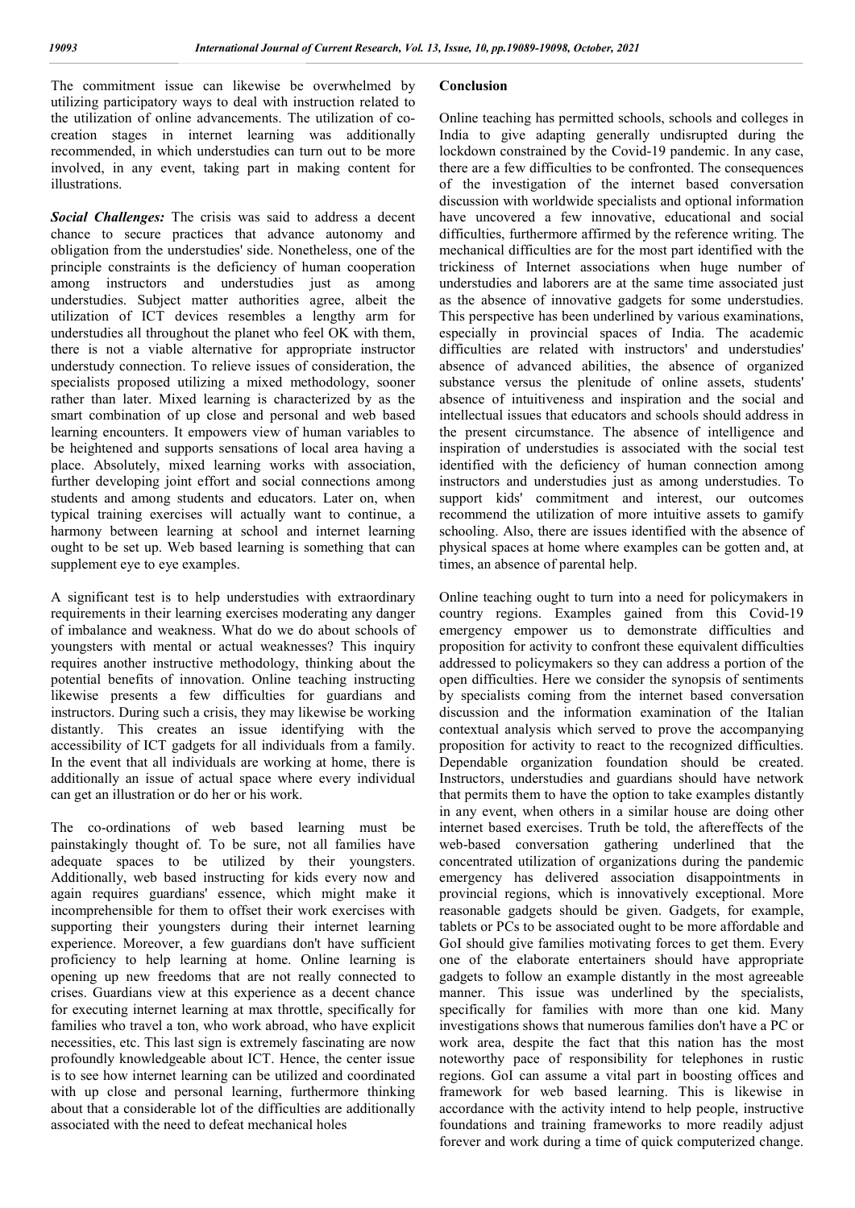The commitment issue can likewise be overwhelmed by utilizing participatory ways to deal with instruction related to the utilization of online advancements. The utilization of co-creation stages in internet learning was additionally recommended, in which understudies can turn out to be more involved, in any event, taking part in making content for illustrations.

***Social Challenges:*** The crisis was said to address a decent chance to secure practices that advance autonomy and obligation from the understudies' side. Nonetheless, one of the principle constraints is the deficiency of human cooperation among instructors and understudies just as among understudies. Subject matter authorities agree, albeit the utilization of ICT devices resembles a lengthy arm for understudies all throughout the planet who feel OK with them, there is not a viable alternative for appropriate instructor understudy connection. To relieve issues of consideration, the specialists proposed utilizing a mixed methodology, sooner rather than later. Mixed learning is characterized by as the smart combination of up close and personal and web based learning encounters. It empowers view of human variables to be heightened and supports sensations of local area having a place. Absolutely, mixed learning works with association, further developing joint effort and social connections among students and among students and educators. Later on, when typical training exercises will actually want to continue, a harmony between learning at school and internet learning ought to be set up. Web based learning is something that can supplement eye to eye examples.

A significant test is to help understudies with extraordinary requirements in their learning exercises moderating any danger of imbalance and weakness. What do we do about schools of youngsters with mental or actual weaknesses? This inquiry requires another instructive methodology, thinking about the potential benefits of innovation. Online teaching instructing likewise presents a few difficulties for guardians and instructors. During such a crisis, they may likewise be working distantly. This creates an issue identifying with the accessibility of ICT gadgets for all individuals from a family. In the event that all individuals are working at home, there is additionally an issue of actual space where every individual can get an illustration or do her or his work.

The co-ordinations of web based learning must be painstakingly thought of. To be sure, not all families have adequate spaces to be utilized by their youngsters. Additionally, web based instructing for kids every now and again requires guardians' essence, which might make it incomprehensible for them to offset their work exercises with supporting their youngsters during their internet learning experience. Moreover, a few guardians don't have sufficient proficiency to help learning at home. Online learning is opening up new freedoms that are not really connected to crises. Guardians view at this experience as a decent chance for executing internet learning at max throttle, specifically for families who travel a ton, who work abroad, who have explicit necessities, etc. This last sign is extremely fascinating are now profoundly knowledgeable about ICT. Hence, the center issue is to see how internet learning can be utilized and coordinated with up close and personal learning, furthermore thinking about that a considerable lot of the difficulties are additionally associated with the need to defeat mechanical holes

## Conclusion

Online teaching has permitted schools, schools and colleges in India to give adapting generally undisrupted during the lockdown constrained by the Covid-19 pandemic. In any case, there are a few difficulties to be confronted. The consequences of the investigation of the internet based conversation discussion with worldwide specialists and optional information have uncovered a few innovative, educational and social difficulties, furthermore affirmed by the reference writing. The mechanical difficulties are for the most part identified with the trickiness of Internet associations when huge number of understudies and laborers are at the same time associated just as the absence of innovative gadgets for some understudies. This perspective has been underlined by various examinations, especially in provincial spaces of India. The academic difficulties are related with instructors' and understudies' absence of advanced abilities, the absence of organized substance versus the plenitude of online assets, students' absence of intuitiveness and inspiration and the social and intellectual issues that educators and schools should address in the present circumstance. The absence of intelligence and inspiration of understudies is associated with the social test identified with the deficiency of human connection among instructors and understudies just as among understudies. To support kids' commitment and interest, our outcomes recommend the utilization of more intuitive assets to gamify schooling. Also, there are issues identified with the absence of physical spaces at home where examples can be gotten and, at times, an absence of parental help.

Online teaching ought to turn into a need for policymakers in country regions. Examples gained from this Covid-19 emergency empower us to demonstrate difficulties and proposition for activity to confront these equivalent difficulties addressed to policymakers so they can address a portion of the open difficulties. Here we consider the synopsis of sentiments by specialists coming from the internet based conversation discussion and the information examination of the Italian contextual analysis which served to prove the accompanying proposition for activity to react to the recognized difficulties. Dependable organization foundation should be created. Instructors, understudies and guardians should have network that permits them to have the option to take examples distantly in any event, when others in a similar house are doing other internet based exercises. Truth be told, the aftereffects of the web-based conversation gathering underlined that the concentrated utilization of organizations during the pandemic emergency has delivered association disappointments in provincial regions, which is innovatively exceptional. More reasonable gadgets should be given. Gadgets, for example, tablets or PCs to be associated ought to be more affordable and GoI should give families motivating forces to get them. Every one of the elaborate entertainers should have appropriate gadgets to follow an example distantly in the most agreeable manner. This issue was underlined by the specialists, specifically for families with more than one kid. Many investigations shows that numerous families don't have a PC or work area, despite the fact that this nation has the most noteworthy pace of responsibility for telephones in rustic regions. GoI can assume a vital part in boosting offices and framework for web based learning. This is likewise in accordance with the activity intend to help people, instructive foundations and training frameworks to more readily adjust forever and work during a time of quick computerized change.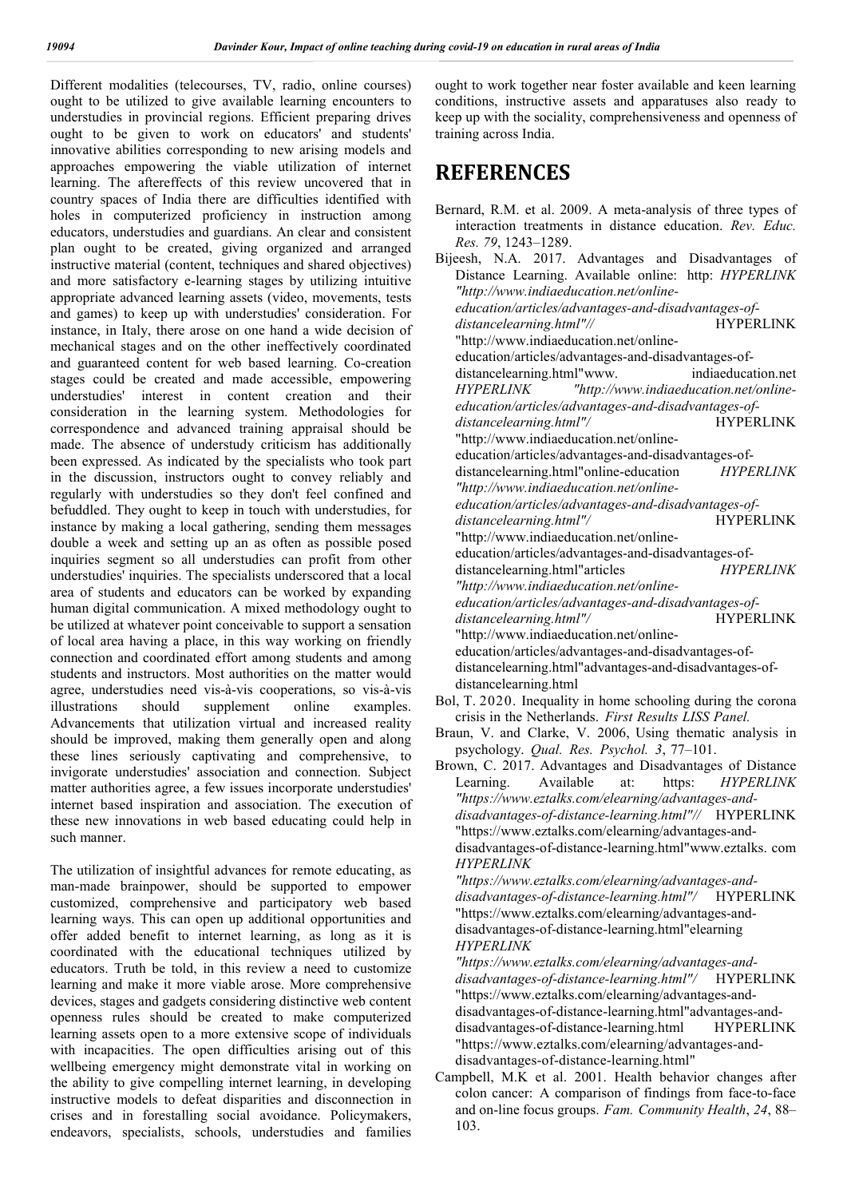Different modalities (telecourses, TV, radio, online courses) ought to be utilized to give available learning encounters to understudies in provincial regions. Efficient preparing drives ought to be given to work on educators' and students' innovative abilities corresponding to new arising models and approaches empowering the viable utilization of internet learning. The aftereffects of this review uncovered that in country spaces of India there are difficulties identified with holes in computerized proficiency in instruction among educators, understudies and guardians. An clear and consistent plan ought to be created, giving organized and arranged instructive material (content, techniques and shared objectives) and more satisfactory e-learning stages by utilizing intuitive appropriate advanced learning assets (video, movements, tests and games) to keep up with understudies' consideration. For instance, in Italy, there arose on one hand a wide decision of mechanical stages and on the other ineffectively coordinated and guaranteed content for web based learning. Co-creation stages could be created and made accessible, empowering understudies' interest in content creation and their consideration in the learning system. Methodologies for correspondence and advanced training appraisal should be made. The absence of understudy criticism has additionally been expressed. As indicated by the specialists who took part in the discussion, instructors ought to convey reliably and regularly with understudies so they don't feel confined and befuddled. They ought to keep in touch with understudies, for instance by making a local gathering, sending them messages double a week and setting up an as often as possible posed inquiries segment so all understudies can profit from other understudies' inquiries. The specialists underscored that a local area of students and educators can be worked by expanding human digital communication. A mixed methodology ought to be utilized at whatever point conceivable to support a sensation of local area having a place, in this way working on friendly connection and coordinated effort among students and among students and instructors. Most authorities on the matter would agree, understudies need vis-à-vis cooperations, so vis-à-vis illustrations should supplement online examples. Advancements that utilization virtual and increased reality should be improved, making them generally open and along these lines seriously captivating and comprehensive, to invigorate understudies' association and connection. Subject matter authorities agree, a few issues incorporate understudies' internet based inspiration and association. The execution of these new innovations in web based educating could help in such manner.

The utilization of insightful advances for remote educating, as man-made brainpower, should be supported to empower customized, comprehensive and participatory web based learning ways. This can open up additional opportunities and offer added benefit to internet learning, as long as it is coordinated with the educational techniques utilized by educators. Truth be told, in this review a need to customize learning and make it more viable arose. More comprehensive devices, stages and gadgets considering distinctive web content openness rules should be created to make computerized learning assets open to a more extensive scope of individuals with incapacities. The open difficulties arising out of this wellbeing emergency might demonstrate vital in working on the ability to give compelling internet learning, in developing instructive models to defeat disparities and disconnection in crises and in forestalling social avoidance. Policymakers, endeavors, specialists, schools, understudies and families ought to work together near foster available and keen learning conditions, instructive assets and apparatuses also ready to keep up with the sociality, comprehensiveness and openness of training across India.

# REFERENCES

Bernard, R.M. et al. 2009. A meta-analysis of three types of interaction treatments in distance education. *Rev. Educ. Res. 79*, 1243–1289.

Bijeesh, N.A. 2017. Advantages and Disadvantages of Distance Learning. Available online: http: *HYPERLINK "http://www.indiaeducation.net/online-education/articles/advantages-and-disadvantages-of-distancelearning.html"//* HYPERLINK "http://www.indiaeducation.net/online-education/articles/advantages-and-disadvantages-of-distancelearning.html"www. indiaeducation.net *HYPERLINK "http://www.indiaeducation.net/online-education/articles/advantages-and-disadvantages-of-distancelearning.html"/* HYPERLINK "http://www.indiaeducation.net/online-education/articles/advantages-and-disadvantages-of-distancelearning.html"online-education *HYPERLINK "http://www.indiaeducation.net/online-education/articles/advantages-and-disadvantages-of-distancelearning.html"/* HYPERLINK "http://www.indiaeducation.net/online-education/articles/advantages-and-disadvantages-of-distancelearning.html"articles *HYPERLINK "http://www.indiaeducation.net/online-education/articles/advantages-and-disadvantages-of-distancelearning.html"/* HYPERLINK "http://www.indiaeducation.net/online-education/articles/advantages-and-disadvantages-of-distancelearning.html"advantages-and-disadvantages-of-distancelearning.html

Bol, T. 2020. Inequality in home schooling during the corona crisis in the Netherlands. *First Results LISS Panel.*

Braun, V. and Clarke, V. 2006, Using thematic analysis in psychology. *Qual. Res. Psychol. 3*, 77–101.

Brown, C. 2017. Advantages and Disadvantages of Distance Learning. Available at: https: *HYPERLINK "https://www.eztalks.com/elearning/advantages-and-disadvantages-of-distance-learning.html"//* HYPERLINK "https://www.eztalks.com/elearning/advantages-and-disadvantages-of-distance-learning.html"www.eztalks. com *HYPERLINK "https://www.eztalks.com/elearning/advantages-and-disadvantages-of-distance-learning.html"/* HYPERLINK "https://www.eztalks.com/elearning/advantages-and-disadvantages-of-distance-learning.html"elearning *HYPERLINK "https://www.eztalks.com/elearning/advantages-and-disadvantages-of-distance-learning.html"/* HYPERLINK "https://www.eztalks.com/elearning/advantages-and-disadvantages-of-distance-learning.html"advantages-and-disadvantages-of-distance-learning.html HYPERLINK "https://www.eztalks.com/elearning/advantages-and-disadvantages-of-distance-learning.html"

Campbell, M.K et al. 2001. Health behavior changes after colon cancer: A comparison of findings from face-to-face and on-line focus groups. *Fam. Community Health*, *24*, 88–103.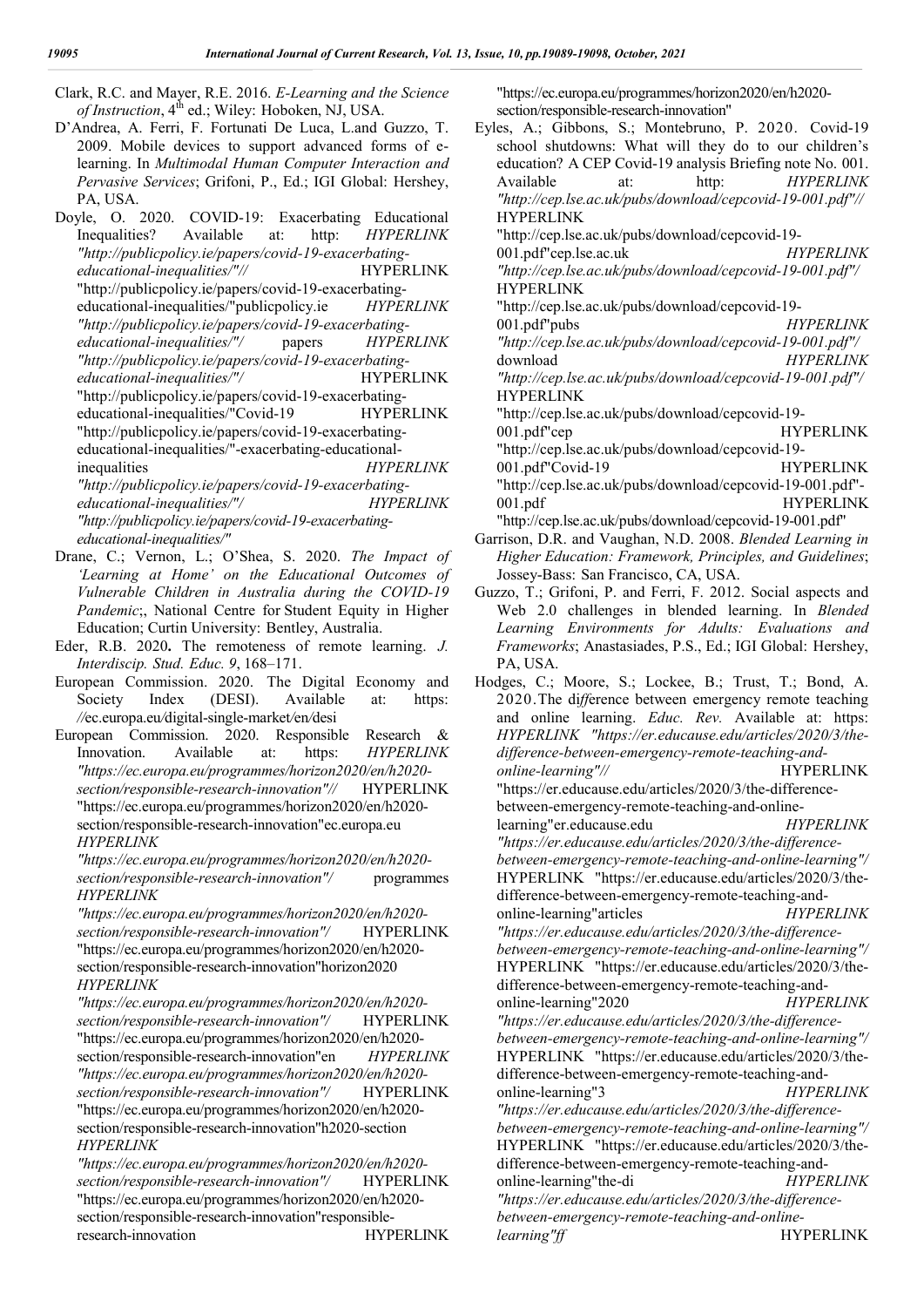Clark, R.C. and Mayer, R.E. 2016. *E-Learning and the Science of Instruction*, 4th ed.; Wiley: Hoboken, NJ, USA.

D'Andrea, A. Ferri, F. Fortunati De Luca, L.and Guzzo, T. 2009. Mobile devices to support advanced forms of e-learning. In *Multimodal Human Computer Interaction and Pervasive Services*; Grifoni, P., Ed.; IGI Global: Hershey, PA, USA.

Doyle, O. 2020. COVID-19: Exacerbating Educational Inequalities? Available at: http: *HYPERLINK "http://publicpolicy.ie/papers/covid-19-exacerbating-educational-inequalities/"//* HYPERLINK "http://publicpolicy.ie/papers/covid-19-exacerbating-educational-inequalities/"publicpolicy.ie *HYPERLINK "http://publicpolicy.ie/papers/covid-19-exacerbating-educational-inequalities/"/* papers *HYPERLINK "http://publicpolicy.ie/papers/covid-19-exacerbating-educational-inequalities/"/* HYPERLINK "http://publicpolicy.ie/papers/covid-19-exacerbating-educational-inequalities/"Covid-19 HYPERLINK "http://publicpolicy.ie/papers/covid-19-exacerbating-educational-inequalities/"-exacerbating-educational-inequalities *HYPERLINK "http://publicpolicy.ie/papers/covid-19-exacerbating-educational-inequalities/"/* *HYPERLINK "http://publicpolicy.ie/papers/covid-19-exacerbating-educational-inequalities/"*

Drane, C.; Vernon, L.; O'Shea, S. 2020. *The Impact of 'Learning at Home' on the Educational Outcomes of Vulnerable Children in Australia during the COVID-19 Pandemic*;, National Centre for Student Equity in Higher Education; Curtin University: Bentley, Australia.

Eder, R.B. 2020**.** The remoteness of remote learning. *J. Interdiscip. Stud. Educ. 9*, 168–171.

European Commission. 2020. The Digital Economy and Society Index (DESI). Available at: https: //ec.europa.eu/digital-single-market/en/desi

European Commission. 2020. Responsible Research & Innovation. Available at: https: *HYPERLINK "https://ec.europa.eu/programmes/horizon2020/en/h2020-section/responsible-research-innovation"//* HYPERLINK "https://ec.europa.eu/programmes/horizon2020/en/h2020-section/responsible-research-innovation"ec.europa.eu *HYPERLINK "https://ec.europa.eu/programmes/horizon2020/en/h2020-section/responsible-research-innovation"/* programmes *HYPERLINK "https://ec.europa.eu/programmes/horizon2020/en/h2020-section/responsible-research-innovation"/* HYPERLINK "https://ec.europa.eu/programmes/horizon2020/en/h2020-section/responsible-research-innovation"horizon2020 *HYPERLINK "https://ec.europa.eu/programmes/horizon2020/en/h2020-section/responsible-research-innovation"/* HYPERLINK "https://ec.europa.eu/programmes/horizon2020/en/h2020-section/responsible-research-innovation"en *HYPERLINK "https://ec.europa.eu/programmes/horizon2020/en/h2020-section/responsible-research-innovation"/* HYPERLINK "https://ec.europa.eu/programmes/horizon2020/en/h2020-section/responsible-research-innovation"h2020-section *HYPERLINK "https://ec.europa.eu/programmes/horizon2020/en/h2020-section/responsible-research-innovation"/* HYPERLINK "https://ec.europa.eu/programmes/horizon2020/en/h2020-section/responsible-research-innovation"responsible-research-innovation HYPERLINK "https://ec.europa.eu/programmes/horizon2020/en/h2020-section/responsible-research-innovation"

Eyles, A.; Gibbons, S.; Montebruno, P. 2020. Covid-19 school shutdowns: What will they do to our children's education? A CEP Covid-19 analysis Briefing note No. 001. Available at: http: *HYPERLINK "http://cep.lse.ac.uk/pubs/download/cepcovid-19-001.pdf"//* HYPERLINK "http://cep.lse.ac.uk/pubs/download/cepcovid-19-001.pdf"cep.lse.ac.uk *HYPERLINK "http://cep.lse.ac.uk/pubs/download/cepcovid-19-001.pdf"/* HYPERLINK "http://cep.lse.ac.uk/pubs/download/cepcovid-19-001.pdf"pubs *HYPERLINK "http://cep.lse.ac.uk/pubs/download/cepcovid-19-001.pdf"/* download *HYPERLINK "http://cep.lse.ac.uk/pubs/download/cepcovid-19-001.pdf"/* HYPERLINK "http://cep.lse.ac.uk/pubs/download/cepcovid-19-001.pdf"cep HYPERLINK "http://cep.lse.ac.uk/pubs/download/cepcovid-19-001.pdf"Covid-19 HYPERLINK "http://cep.lse.ac.uk/pubs/download/cepcovid-19-001.pdf"-001.pdf HYPERLINK "http://cep.lse.ac.uk/pubs/download/cepcovid-19-001.pdf"

Garrison, D.R. and Vaughan, N.D. 2008. *Blended Learning in Higher Education: Framework, Principles, and Guidelines*; Jossey-Bass: San Francisco, CA, USA.

Guzzo, T.; Grifoni, P. and Ferri, F. 2012. Social aspects and Web 2.0 challenges in blended learning. In *Blended Learning Environments for Adults: Evaluations and Frameworks*; Anastasiades, P.S., Ed.; IGI Global: Hershey, PA, USA.

Hodges, C.; Moore, S.; Lockee, B.; Trust, T.; Bond, A. 2020.The di*ff*erence between emergency remote teaching and online learning. *Educ. Rev.* Available at: https: *HYPERLINK "https://er.educause.edu/articles/2020/3/the-difference-between-emergency-remote-teaching-and-online-learning"//* HYPERLINK "https://er.educause.edu/articles/2020/3/the-difference-between-emergency-remote-teaching-and-online-learning"er.educause.edu *HYPERLINK "https://er.educause.edu/articles/2020/3/the-difference-between-emergency-remote-teaching-and-online-learning"/* HYPERLINK "https://er.educause.edu/articles/2020/3/the-difference-between-emergency-remote-teaching-and-online-learning"articles *HYPERLINK "https://er.educause.edu/articles/2020/3/the-difference-between-emergency-remote-teaching-and-online-learning"/* HYPERLINK "https://er.educause.edu/articles/2020/3/the-difference-between-emergency-remote-teaching-and-online-learning"2020 *HYPERLINK "https://er.educause.edu/articles/2020/3/the-difference-between-emergency-remote-teaching-and-online-learning"/* HYPERLINK "https://er.educause.edu/articles/2020/3/the-difference-between-emergency-remote-teaching-and-online-learning"3 *HYPERLINK "https://er.educause.edu/articles/2020/3/the-difference-between-emergency-remote-teaching-and-online-learning"/* HYPERLINK "https://er.educause.edu/articles/2020/3/the-difference-between-emergency-remote-teaching-and-online-learning"the-di *HYPERLINK "https://er.educause.edu/articles/2020/3/the-difference-between-emergency-remote-teaching-and-online-learning"ff* HYPERLINK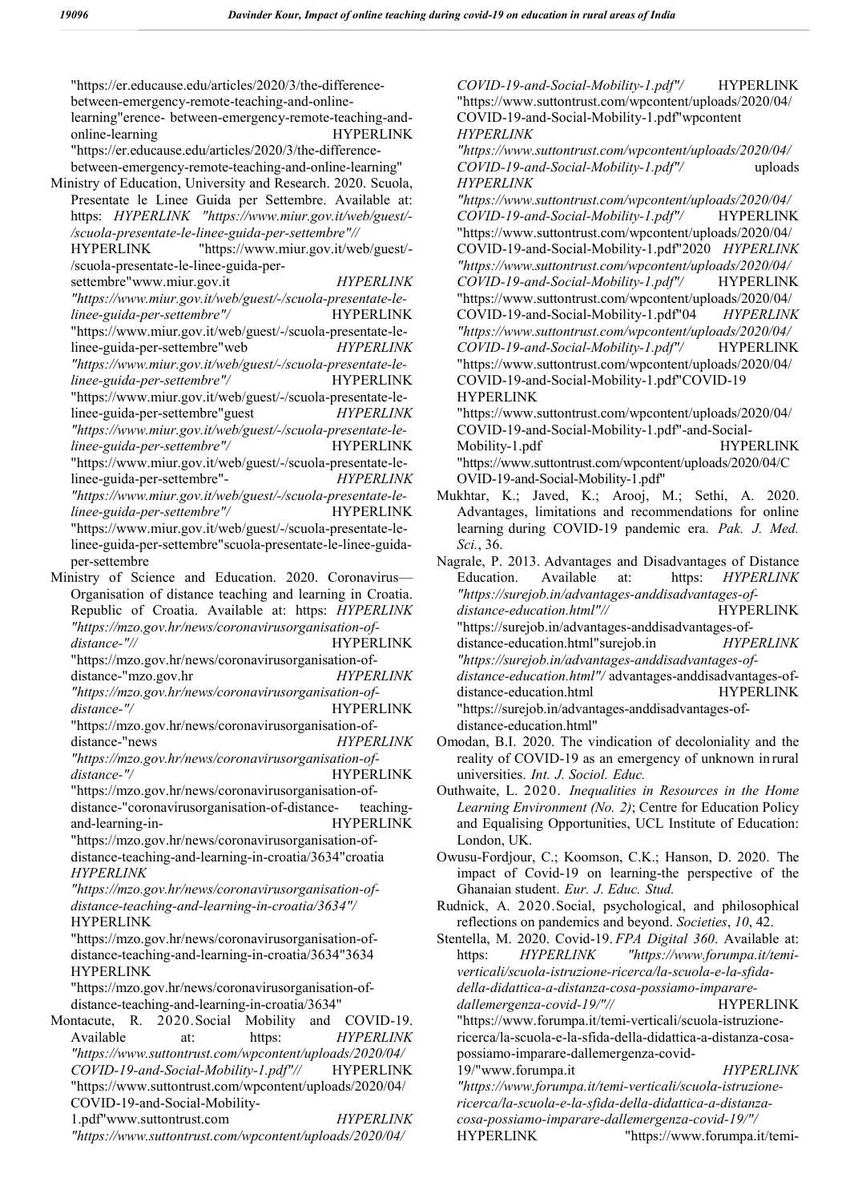"https://er.educause.edu/articles/2020/3/the-difference-between-emergency-remote-teaching-and-online-learning"erence- between-emergency-remote-teaching-and-online-learning HYPERLINK "https://er.educause.edu/articles/2020/3/the-difference-between-emergency-remote-teaching-and-online-learning"

Ministry of Education, University and Research. 2020. Scuola, Presentate le Linee Guida per Settembre. Available at: https: *HYPERLINK "https://www.miur.gov.it/web/guest/-/scuola-presentate-le-linee-guida-per-settembre"//* HYPERLINK "https://www.miur.gov.it/web/guest/-/scuola-presentate-le-linee-guida-per-settembre"www.miur.gov.it *HYPERLINK "https://www.miur.gov.it/web/guest/-/scuola-presentate-le-linee-guida-per-settembre"/* HYPERLINK "https://www.miur.gov.it/web/guest/-/scuola-presentate-le-linee-guida-per-settembre"web *HYPERLINK "https://www.miur.gov.it/web/guest/-/scuola-presentate-le-linee-guida-per-settembre"/* HYPERLINK "https://www.miur.gov.it/web/guest/-/scuola-presentate-le-linee-guida-per-settembre"guest *HYPERLINK "https://www.miur.gov.it/web/guest/-/scuola-presentate-le-linee-guida-per-settembre"/* HYPERLINK "https://www.miur.gov.it/web/guest/-/scuola-presentate-le-linee-guida-per-settembre"- *HYPERLINK "https://www.miur.gov.it/web/guest/-/scuola-presentate-le-linee-guida-per-settembre"/* HYPERLINK "https://www.miur.gov.it/web/guest/-/scuola-presentate-le-linee-guida-per-settembre"scuola-presentate-le-linee-guida-per-settembre

Ministry of Science and Education. 2020. Coronavirus—Organisation of distance teaching and learning in Croatia. Republic of Croatia. Available at: https: *HYPERLINK "https://mzo.gov.hr/news/coronavirusorganisation-of-distance-"//* HYPERLINK "https://mzo.gov.hr/news/coronavirusorganisation-of-distance-"mzo.gov.hr *HYPERLINK "https://mzo.gov.hr/news/coronavirusorganisation-of-distance-"/* HYPERLINK "https://mzo.gov.hr/news/coronavirusorganisation-of-distance-"news *HYPERLINK "https://mzo.gov.hr/news/coronavirusorganisation-of-distance-"/* HYPERLINK "https://mzo.gov.hr/news/coronavirusorganisation-of-distance-"coronavirusorganisation-of-distance- teaching-and-learning-in- HYPERLINK "https://mzo.gov.hr/news/coronavirusorganisation-of-distance-teaching-and-learning-in-croatia/3634"croatia *HYPERLINK "https://mzo.gov.hr/news/coronavirusorganisation-of-distance-teaching-and-learning-in-croatia/3634"/* HYPERLINK "https://mzo.gov.hr/news/coronavirusorganisation-of-distance-teaching-and-learning-in-croatia/3634"3634 HYPERLINK "https://mzo.gov.hr/news/coronavirusorganisation-of-distance-teaching-and-learning-in-croatia/3634"

Montacute, R. 2020.Social Mobility and COVID-19. Available at: https: *HYPERLINK "https://www.suttontrust.com/wpcontent/uploads/2020/04/COVID-19-and-Social-Mobility-1.pdf"//* HYPERLINK "https://www.suttontrust.com/wpcontent/uploads/2020/04/COVID-19-and-Social-Mobility-1.pdf"www.suttontrust.com *HYPERLINK "https://www.suttontrust.com/wpcontent/uploads/2020/04/COVID-19-and-Social-Mobility-1.pdf"/* HYPERLINK "https://www.suttontrust.com/wpcontent/uploads/2020/04/COVID-19-and-Social-Mobility-1.pdf"wpcontent *HYPERLINK "https://www.suttontrust.com/wpcontent/uploads/2020/04/COVID-19-and-Social-Mobility-1.pdf"/* uploads *HYPERLINK "https://www.suttontrust.com/wpcontent/uploads/2020/04/COVID-19-and-Social-Mobility-1.pdf"/* HYPERLINK "https://www.suttontrust.com/wpcontent/uploads/2020/04/COVID-19-and-Social-Mobility-1.pdf"2020 *HYPERLINK "https://www.suttontrust.com/wpcontent/uploads/2020/04/COVID-19-and-Social-Mobility-1.pdf"/* HYPERLINK "https://www.suttontrust.com/wpcontent/uploads/2020/04/COVID-19-and-Social-Mobility-1.pdf"04 *HYPERLINK "https://www.suttontrust.com/wpcontent/uploads/2020/04/COVID-19-and-Social-Mobility-1.pdf"/* HYPERLINK "https://www.suttontrust.com/wpcontent/uploads/2020/04/COVID-19-and-Social-Mobility-1.pdf"COVID-19 HYPERLINK "https://www.suttontrust.com/wpcontent/uploads/2020/04/COVID-19-and-Social-Mobility-1.pdf"-and-Social-Mobility-1.pdf HYPERLINK "https://www.suttontrust.com/wpcontent/uploads/2020/04/COVID-19-and-Social-Mobility-1.pdf"

Mukhtar, K.; Javed, K.; Arooj, M.; Sethi, A. 2020. Advantages, limitations and recommendations for online learning during COVID-19 pandemic era. *Pak. J. Med. Sci.*, 36.

Nagrale, P. 2013. Advantages and Disadvantages of Distance Education. Available at: https: *HYPERLINK "https://surejob.in/advantages-anddisadvantages-of-distance-education.html"//* HYPERLINK "https://surejob.in/advantages-anddisadvantages-of-distance-education.html"surejob.in *HYPERLINK "https://surejob.in/advantages-anddisadvantages-of-distance-education.html"/* advantages-anddisadvantages-of-distance-education.html HYPERLINK "https://surejob.in/advantages-anddisadvantages-of-distance-education.html"

Omodan, B.I. 2020. The vindication of decoloniality and the reality of COVID-19 as an emergency of unknown in rural universities. *Int. J. Sociol. Educ.*

Outhwaite, L. 2020. *Inequalities in Resources in the Home Learning Environment (No. 2)*; Centre for Education Policy and Equalising Opportunities, UCL Institute of Education: London, UK.

Owusu-Fordjour, C.; Koomson, C.K.; Hanson, D. 2020. The impact of Covid-19 on learning-the perspective of the Ghanaian student. *Eur. J. Educ. Stud.*

Rudnick, A. 2020.Social, psychological, and philosophical reflections on pandemics and beyond. *Societies*, *10*, 42.

Stentella, M. 2020. Covid-19. *FPA Digital 360*. Available at: https: *HYPERLINK "https://www.forumpa.it/temi-verticali/scuola-istruzione-ricerca/la-scuola-e-la-sfida-della-didattica-a-distanza-cosa-possiamo-imparare-dallemergenza-covid-19/"//* HYPERLINK "https://www.forumpa.it/temi-verticali/scuola-istruzione-ricerca/la-scuola-e-la-sfida-della-didattica-a-distanza-cosa-possiamo-imparare-dallemergenza-covid-19/"www.forumpa.it *HYPERLINK "https://www.forumpa.it/temi-verticali/scuola-istruzione-ricerca/la-scuola-e-la-sfida-della-didattica-a-distanza-cosa-possiamo-imparare-dallemergenza-covid-19/"/* HYPERLINK "https://www.forumpa.it/temi-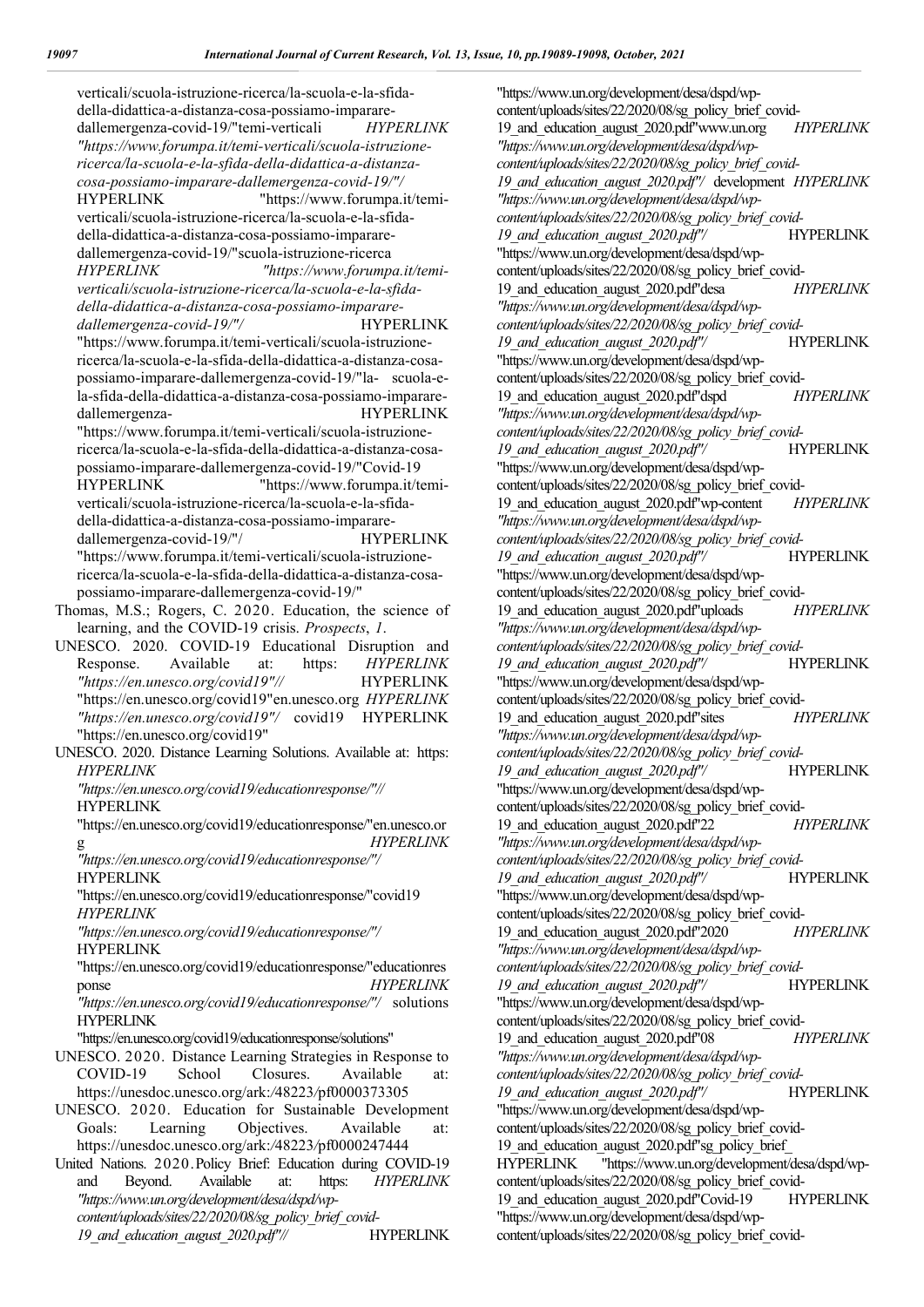verticali/scuola-istruzione-ricerca/la-scuola-e-la-sfida-della-didattica-a-distanza-cosa-possiamo-imparare-dallemergenza-covid-19/"temi-verticali *HYPERLINK "https://www.forumpa.it/temi-verticali/scuola-istruzione-ricerca/la-scuola-e-la-sfida-della-didattica-a-distanza-cosa-possiamo-imparare-dallemergenza-covid-19/"/* HYPERLINK "https://www.forumpa.it/temi-verticali/scuola-istruzione-ricerca/la-scuola-e-la-sfida-della-didattica-a-distanza-cosa-possiamo-imparare-dallemergenza-covid-19/"scuola-istruzione-ricerca *HYPERLINK "https://www.forumpa.it/temi-verticali/scuola-istruzione-ricerca/la-scuola-e-la-sfida-della-didattica-a-distanza-cosa-possiamo-imparare-dallemergenza-covid-19/"/* HYPERLINK "https://www.forumpa.it/temi-verticali/scuola-istruzione-ricerca/la-scuola-e-la-sfida-della-didattica-a-distanza-cosa-possiamo-imparare-dallemergenza-covid-19/"la- scuola-e-la-sfida-della-didattica-a-distanza-cosa-possiamo-imparare-dallemergenza- HYPERLINK "https://www.forumpa.it/temi-verticali/scuola-istruzione-ricerca/la-scuola-e-la-sfida-della-didattica-a-distanza-cosa-possiamo-imparare-dallemergenza-covid-19/"Covid-19 HYPERLINK "https://www.forumpa.it/temi-verticali/scuola-istruzione-ricerca/la-scuola-e-la-sfida-della-didattica-a-distanza-cosa-possiamo-imparare-dallemergenza-covid-19/"/ HYPERLINK "https://www.forumpa.it/temi-verticali/scuola-istruzione-ricerca/la-scuola-e-la-sfida-della-didattica-a-distanza-cosa-possiamo-imparare-dallemergenza-covid-19/"

Thomas, M.S.; Rogers, C. 2020. Education, the science of learning, and the COVID-19 crisis. *Prospects*, *1*.

UNESCO. 2020. COVID-19 Educational Disruption and Response. Available at: https: *HYPERLINK "https://en.unesco.org/covid19"//* HYPERLINK "https://en.unesco.org/covid19"en.unesco.org *HYPERLINK "https://en.unesco.org/covid19"/* covid19 HYPERLINK "https://en.unesco.org/covid19"

UNESCO. 2020. Distance Learning Solutions. Available at: https: *HYPERLINK "https://en.unesco.org/covid19/educationresponse/"//* HYPERLINK "https://en.unesco.org/covid19/educationresponse/"en.unesco.org *HYPERLINK "https://en.unesco.org/covid19/educationresponse/"/* HYPERLINK "https://en.unesco.org/covid19/educationresponse/"covid19 *HYPERLINK "https://en.unesco.org/covid19/educationresponse/"/* HYPERLINK "https://en.unesco.org/covid19/educationresponse/"educationresponse *HYPERLINK "https://en.unesco.org/covid19/educationresponse/"/* solutions HYPERLINK "https://en.unesco.org/covid19/educationresponse/solutions"

UNESCO. 2020. Distance Learning Strategies in Response to COVID-19 School Closures. Available at: https://unesdoc.unesco.org/ark:/48223/pf0000373305

UNESCO. 2020. Education for Sustainable Development Goals: Learning Objectives. Available at: https://unesdoc.unesco.org/ark:/48223/pf0000247444

United Nations. 2020. Policy Brief: Education during COVID-19 and Beyond. Available at: https: *HYPERLINK "https://www.un.org/development/desa/dspd/wp-content/uploads/sites/22/2020/08/sg_policy_brief_covid-19_and_education_august_2020.pdf"//* HYPERLINK "https://www.un.org/development/desa/dspd/wp-content/uploads/sites/22/2020/08/sg_policy_brief_covid-19_and_education_august_2020.pdf"www.un.org *HYPERLINK "https://www.un.org/development/desa/dspd/wp-content/uploads/sites/22/2020/08/sg_policy_brief_covid-19_and_education_august_2020.pdf"/* development *HYPERLINK "https://www.un.org/development/desa/dspd/wp-content/uploads/sites/22/2020/08/sg_policy_brief_covid-19_and_education_august_2020.pdf"/* HYPERLINK "https://www.un.org/development/desa/dspd/wp-content/uploads/sites/22/2020/08/sg_policy_brief_covid-19_and_education_august_2020.pdf"desa *HYPERLINK "https://www.un.org/development/desa/dspd/wp-content/uploads/sites/22/2020/08/sg_policy_brief_covid-19_and_education_august_2020.pdf"/* HYPERLINK "https://www.un.org/development/desa/dspd/wp-content/uploads/sites/22/2020/08/sg_policy_brief_covid-19_and_education_august_2020.pdf"dspd *HYPERLINK "https://www.un.org/development/desa/dspd/wp-content/uploads/sites/22/2020/08/sg_policy_brief_covid-19_and_education_august_2020.pdf"/* HYPERLINK "https://www.un.org/development/desa/dspd/wp-content/uploads/sites/22/2020/08/sg_policy_brief_covid-19_and_education_august_2020.pdf"wp-content *HYPERLINK "https://www.un.org/development/desa/dspd/wp-content/uploads/sites/22/2020/08/sg_policy_brief_covid-19_and_education_august_2020.pdf"/* HYPERLINK "https://www.un.org/development/desa/dspd/wp-content/uploads/sites/22/2020/08/sg_policy_brief_covid-19_and_education_august_2020.pdf"uploads *HYPERLINK "https://www.un.org/development/desa/dspd/wp-content/uploads/sites/22/2020/08/sg_policy_brief_covid-19_and_education_august_2020.pdf"/* HYPERLINK "https://www.un.org/development/desa/dspd/wp-content/uploads/sites/22/2020/08/sg_policy_brief_covid-19_and_education_august_2020.pdf"sites *HYPERLINK "https://www.un.org/development/desa/dspd/wp-content/uploads/sites/22/2020/08/sg_policy_brief_covid-19_and_education_august_2020.pdf"/* HYPERLINK "https://www.un.org/development/desa/dspd/wp-content/uploads/sites/22/2020/08/sg_policy_brief_covid-19_and_education_august_2020.pdf"22 *HYPERLINK "https://www.un.org/development/desa/dspd/wp-content/uploads/sites/22/2020/08/sg_policy_brief_covid-19_and_education_august_2020.pdf"/* HYPERLINK "https://www.un.org/development/desa/dspd/wp-content/uploads/sites/22/2020/08/sg_policy_brief_covid-19_and_education_august_2020.pdf"2020 *HYPERLINK "https://www.un.org/development/desa/dspd/wp-content/uploads/sites/22/2020/08/sg_policy_brief_covid-19_and_education_august_2020.pdf"/* HYPERLINK "https://www.un.org/development/desa/dspd/wp-content/uploads/sites/22/2020/08/sg_policy_brief_covid-19_and_education_august_2020.pdf"08 *HYPERLINK "https://www.un.org/development/desa/dspd/wp-content/uploads/sites/22/2020/08/sg_policy_brief_covid-19_and_education_august_2020.pdf"/* HYPERLINK "https://www.un.org/development/desa/dspd/wp-content/uploads/sites/22/2020/08/sg_policy_brief_covid-19_and_education_august_2020.pdf"sg_policy_brief_ HYPERLINK "https://www.un.org/development/desa/dspd/wp-content/uploads/sites/22/2020/08/sg_policy_brief_covid-19_and_education_august_2020.pdf"Covid-19 HYPERLINK "https://www.un.org/development/desa/dspd/wp-content/uploads/sites/22/2020/08/sg_policy_brief_covid-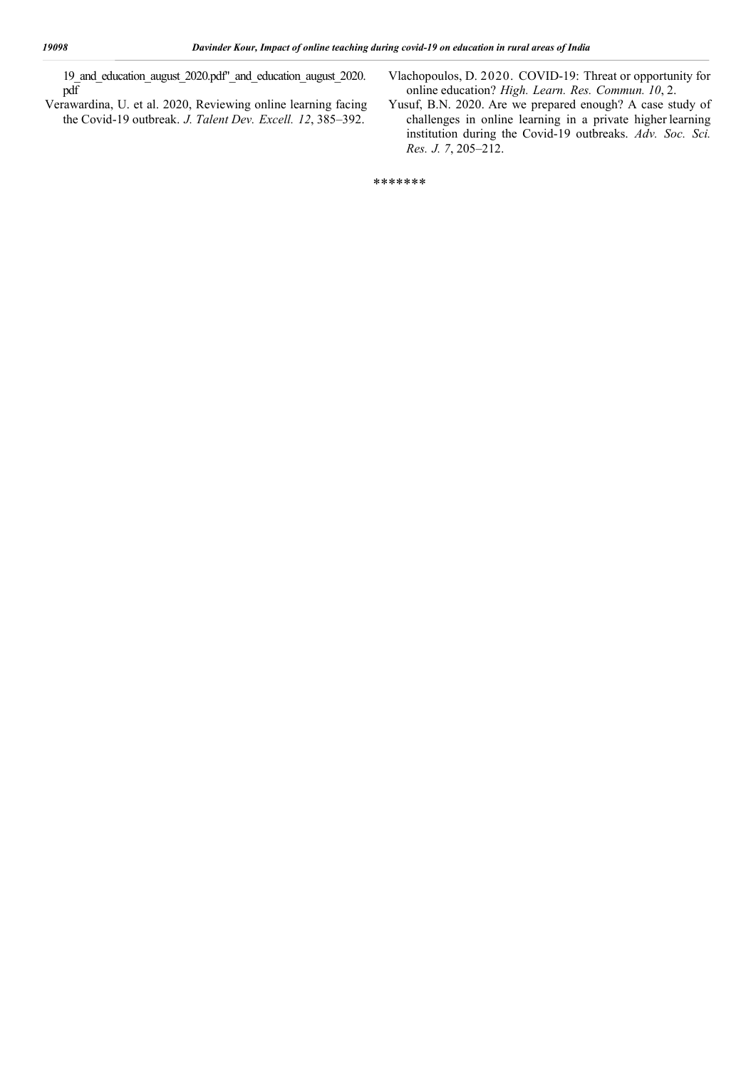19_and_education_august_2020.pdf"_and_education_august_2020.pdf

Verawardina, U. et al. 2020, Reviewing online learning facing the Covid-19 outbreak. *J. Talent Dev. Excell. 12*, 385–392.

Vlachopoulos, D. 2020. COVID-19: Threat or opportunity for online education? *High. Learn. Res. Commun. 10*, 2.

Yusuf, B.N. 2020. Are we prepared enough? A case study of challenges in online learning in a private higher learning institution during the Covid-19 outbreaks. *Adv. Soc. Sci. Res. J. 7*, 205–212.

*******